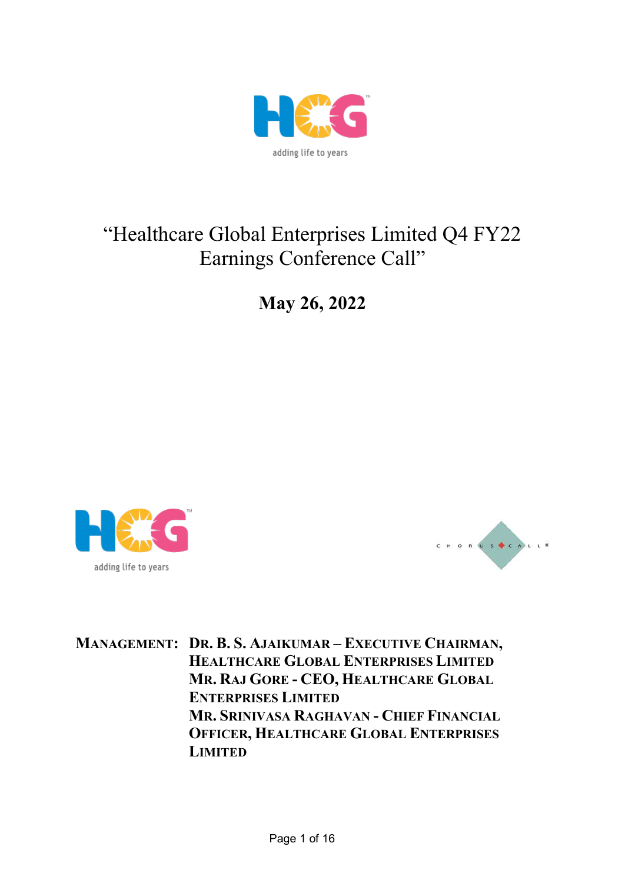# "Healthcare Global Enterprises Limited Q4 FY22 Earnings Conference Call"

## May 26, 2022

**MANAGEMENT: DR. B. S. AJAIKUMAR – EXECUTIVE CHAIRMAN, HEALTHCARE GLOBAL ENTERPRISES LIMITED**
**MR. RAJ GORE - CEO, HEALTHCARE GLOBAL ENTERPRISES LIMITED**
**MR. SRINIVASA RAGHAVAN - CHIEF FINANCIAL OFFICER, HEALTHCARE GLOBAL ENTERPRISES LIMITED**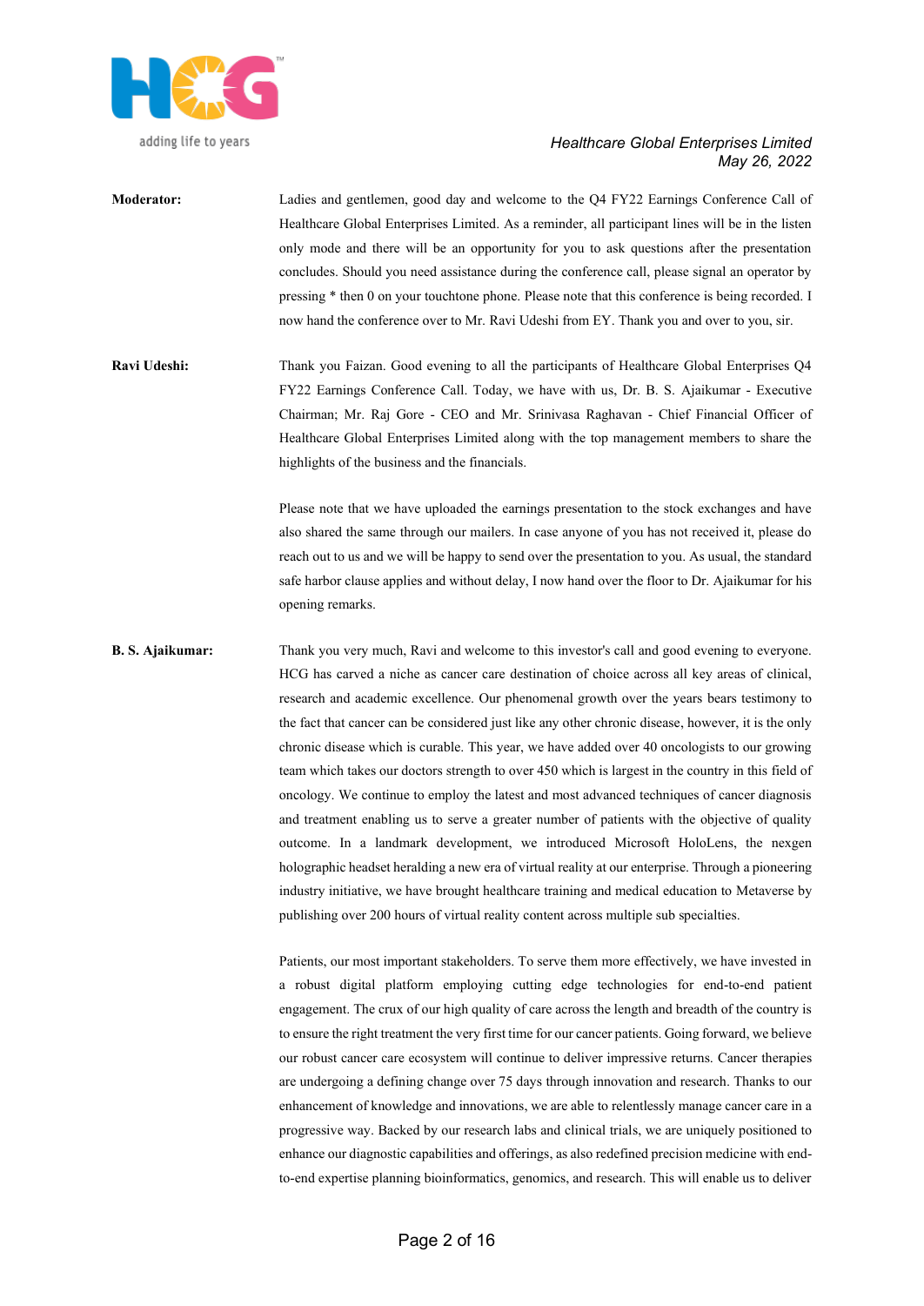**Moderator:** Ladies and gentlemen, good day and welcome to the Q4 FY22 Earnings Conference Call of Healthcare Global Enterprises Limited. As a reminder, all participant lines will be in the listen only mode and there will be an opportunity for you to ask questions after the presentation concludes. Should you need assistance during the conference call, please signal an operator by pressing * then 0 on your touchtone phone. Please note that this conference is being recorded. I now hand the conference over to Mr. Ravi Udeshi from EY. Thank you and over to you, sir.

**Ravi Udeshi:** Thank you Faizan. Good evening to all the participants of Healthcare Global Enterprises Q4 FY22 Earnings Conference Call. Today, we have with us, Dr. B. S. Ajaikumar - Executive Chairman; Mr. Raj Gore - CEO and Mr. Srinivasa Raghavan - Chief Financial Officer of Healthcare Global Enterprises Limited along with the top management members to share the highlights of the business and the financials.

Please note that we have uploaded the earnings presentation to the stock exchanges and have also shared the same through our mailers. In case anyone of you has not received it, please do reach out to us and we will be happy to send over the presentation to you. As usual, the standard safe harbor clause applies and without delay, I now hand over the floor to Dr. Ajaikumar for his opening remarks.

**B. S. Ajaikumar:** Thank you very much, Ravi and welcome to this investor's call and good evening to everyone. HCG has carved a niche as cancer care destination of choice across all key areas of clinical, research and academic excellence. Our phenomenal growth over the years bears testimony to the fact that cancer can be considered just like any other chronic disease, however, it is the only chronic disease which is curable. This year, we have added over 40 oncologists to our growing team which takes our doctors strength to over 450 which is largest in the country in this field of oncology. We continue to employ the latest and most advanced techniques of cancer diagnosis and treatment enabling us to serve a greater number of patients with the objective of quality outcome. In a landmark development, we introduced Microsoft HoloLens, the nexgen holographic headset heralding a new era of virtual reality at our enterprise. Through a pioneering industry initiative, we have brought healthcare training and medical education to Metaverse by publishing over 200 hours of virtual reality content across multiple sub specialties.

Patients, our most important stakeholders. To serve them more effectively, we have invested in a robust digital platform employing cutting edge technologies for end-to-end patient engagement. The crux of our high quality of care across the length and breadth of the country is to ensure the right treatment the very first time for our cancer patients. Going forward, we believe our robust cancer care ecosystem will continue to deliver impressive returns. Cancer therapies are undergoing a defining change over 75 days through innovation and research. Thanks to our enhancement of knowledge and innovations, we are able to relentlessly manage cancer care in a progressive way. Backed by our research labs and clinical trials, we are uniquely positioned to enhance our diagnostic capabilities and offerings, as also redefined precision medicine with end-to-end expertise planning bioinformatics, genomics, and research. This will enable us to deliver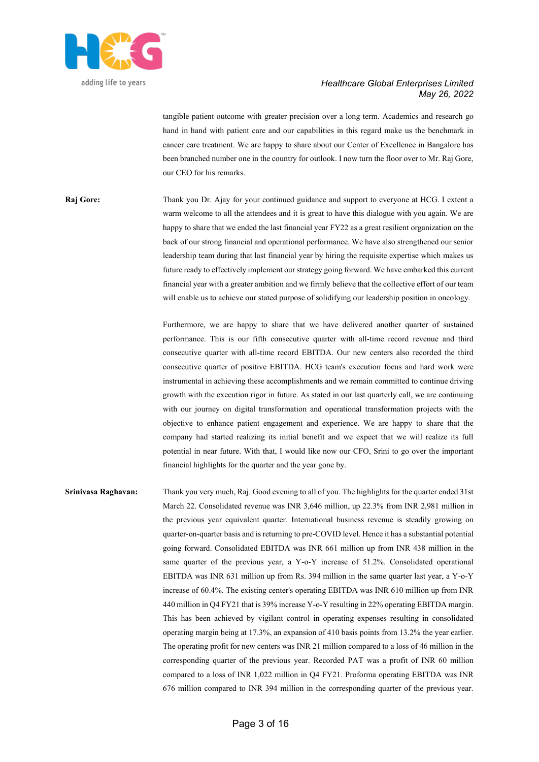tangible patient outcome with greater precision over a long term. Academics and research go hand in hand with patient care and our capabilities in this regard make us the benchmark in cancer care treatment. We are happy to share about our Center of Excellence in Bangalore has been branched number one in the country for outlook. I now turn the floor over to Mr. Raj Gore, our CEO for his remarks.

**Raj Gore:** Thank you Dr. Ajay for your continued guidance and support to everyone at HCG. I extent a warm welcome to all the attendees and it is great to have this dialogue with you again. We are happy to share that we ended the last financial year FY22 as a great resilient organization on the back of our strong financial and operational performance. We have also strengthened our senior leadership team during that last financial year by hiring the requisite expertise which makes us future ready to effectively implement our strategy going forward. We have embarked this current financial year with a greater ambition and we firmly believe that the collective effort of our team will enable us to achieve our stated purpose of solidifying our leadership position in oncology.

Furthermore, we are happy to share that we have delivered another quarter of sustained performance. This is our fifth consecutive quarter with all-time record revenue and third consecutive quarter with all-time record EBITDA. Our new centers also recorded the third consecutive quarter of positive EBITDA. HCG team's execution focus and hard work were instrumental in achieving these accomplishments and we remain committed to continue driving growth with the execution rigor in future. As stated in our last quarterly call, we are continuing with our journey on digital transformation and operational transformation projects with the objective to enhance patient engagement and experience. We are happy to share that the company had started realizing its initial benefit and we expect that we will realize its full potential in near future. With that, I would like now our CFO, Srini to go over the important financial highlights for the quarter and the year gone by.

**Srinivasa Raghavan:** Thank you very much, Raj. Good evening to all of you. The highlights for the quarter ended 31st March 22. Consolidated revenue was INR 3,646 million, up 22.3% from INR 2,981 million in the previous year equivalent quarter. International business revenue is steadily growing on quarter-on-quarter basis and is returning to pre-COVID level. Hence it has a substantial potential going forward. Consolidated EBITDA was INR 661 million up from INR 438 million in the same quarter of the previous year, a Y-o-Y increase of 51.2%. Consolidated operational EBITDA was INR 631 million up from Rs. 394 million in the same quarter last year, a Y-o-Y increase of 60.4%. The existing center's operating EBITDA was INR 610 million up from INR 440 million in Q4 FY21 that is 39% increase Y-o-Y resulting in 22% operating EBITDA margin. This has been achieved by vigilant control in operating expenses resulting in consolidated operating margin being at 17.3%, an expansion of 410 basis points from 13.2% the year earlier. The operating profit for new centers was INR 21 million compared to a loss of 46 million in the corresponding quarter of the previous year. Recorded PAT was a profit of INR 60 million compared to a loss of INR 1,022 million in Q4 FY21. Proforma operating EBITDA was INR 676 million compared to INR 394 million in the corresponding quarter of the previous year.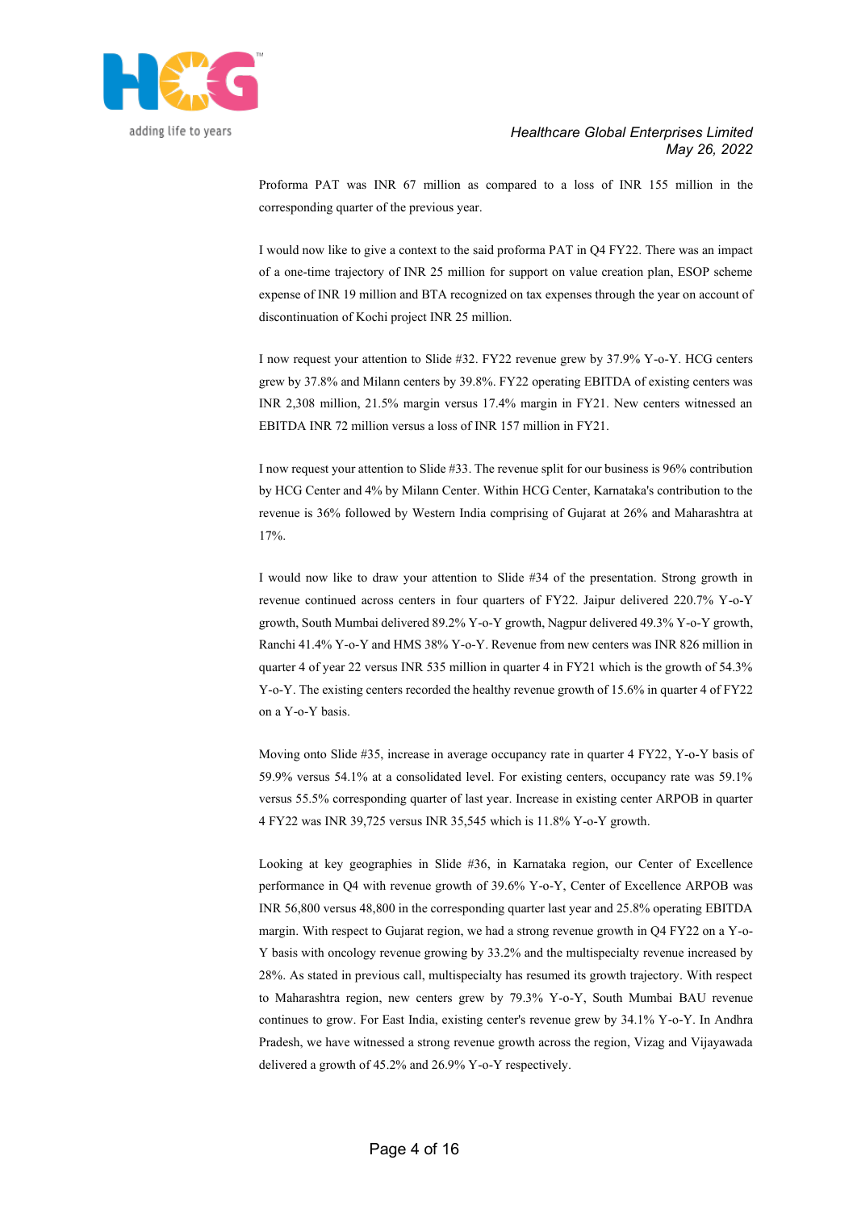Proforma PAT was INR 67 million as compared to a loss of INR 155 million in the corresponding quarter of the previous year.

I would now like to give a context to the said proforma PAT in Q4 FY22. There was an impact of a one-time trajectory of INR 25 million for support on value creation plan, ESOP scheme expense of INR 19 million and BTA recognized on tax expenses through the year on account of discontinuation of Kochi project INR 25 million.

I now request your attention to Slide #32. FY22 revenue grew by 37.9% Y-o-Y. HCG centers grew by 37.8% and Milann centers by 39.8%. FY22 operating EBITDA of existing centers was INR 2,308 million, 21.5% margin versus 17.4% margin in FY21. New centers witnessed an EBITDA INR 72 million versus a loss of INR 157 million in FY21.

I now request your attention to Slide #33. The revenue split for our business is 96% contribution by HCG Center and 4% by Milann Center. Within HCG Center, Karnataka's contribution to the revenue is 36% followed by Western India comprising of Gujarat at 26% and Maharashtra at 17%.

I would now like to draw your attention to Slide #34 of the presentation. Strong growth in revenue continued across centers in four quarters of FY22. Jaipur delivered 220.7% Y-o-Y growth, South Mumbai delivered 89.2% Y-o-Y growth, Nagpur delivered 49.3% Y-o-Y growth, Ranchi 41.4% Y-o-Y and HMS 38% Y-o-Y. Revenue from new centers was INR 826 million in quarter 4 of year 22 versus INR 535 million in quarter 4 in FY21 which is the growth of 54.3% Y-o-Y. The existing centers recorded the healthy revenue growth of 15.6% in quarter 4 of FY22 on a Y-o-Y basis.

Moving onto Slide #35, increase in average occupancy rate in quarter 4 FY22, Y-o-Y basis of 59.9% versus 54.1% at a consolidated level. For existing centers, occupancy rate was 59.1% versus 55.5% corresponding quarter of last year. Increase in existing center ARPOB in quarter 4 FY22 was INR 39,725 versus INR 35,545 which is 11.8% Y-o-Y growth.

Looking at key geographies in Slide #36, in Karnataka region, our Center of Excellence performance in Q4 with revenue growth of 39.6% Y-o-Y, Center of Excellence ARPOB was INR 56,800 versus 48,800 in the corresponding quarter last year and 25.8% operating EBITDA margin. With respect to Gujarat region, we had a strong revenue growth in Q4 FY22 on a Y-o-Y basis with oncology revenue growing by 33.2% and the multispecialty revenue increased by 28%. As stated in previous call, multispecialty has resumed its growth trajectory. With respect to Maharashtra region, new centers grew by 79.3% Y-o-Y, South Mumbai BAU revenue continues to grow. For East India, existing center's revenue grew by 34.1% Y-o-Y. In Andhra Pradesh, we have witnessed a strong revenue growth across the region, Vizag and Vijayawada delivered a growth of 45.2% and 26.9% Y-o-Y respectively.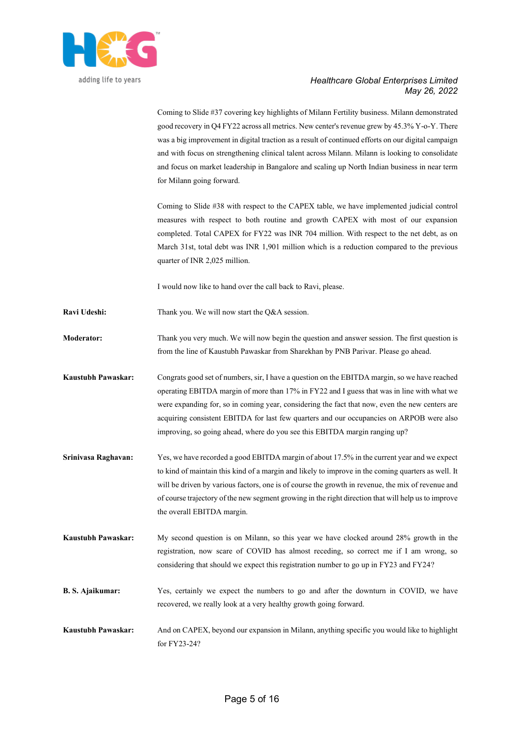Coming to Slide #37 covering key highlights of Milann Fertility business. Milann demonstrated good recovery in Q4 FY22 across all metrics. New center's revenue grew by 45.3% Y-o-Y. There was a big improvement in digital traction as a result of continued efforts on our digital campaign and with focus on strengthening clinical talent across Milann. Milann is looking to consolidate and focus on market leadership in Bangalore and scaling up North Indian business in near term for Milann going forward.

Coming to Slide #38 with respect to the CAPEX table, we have implemented judicial control measures with respect to both routine and growth CAPEX with most of our expansion completed. Total CAPEX for FY22 was INR 704 million. With respect to the net debt, as on March 31st, total debt was INR 1,901 million which is a reduction compared to the previous quarter of INR 2,025 million.

I would now like to hand over the call back to Ravi, please.

**Ravi Udeshi:** Thank you. We will now start the Q&A session.

**Moderator:** Thank you very much. We will now begin the question and answer session. The first question is from the line of Kaustubh Pawaskar from Sharekhan by PNB Parivar. Please go ahead.

**Kaustubh Pawaskar:** Congrats good set of numbers, sir, I have a question on the EBITDA margin, so we have reached operating EBITDA margin of more than 17% in FY22 and I guess that was in line with what we were expanding for, so in coming year, considering the fact that now, even the new centers are acquiring consistent EBITDA for last few quarters and our occupancies on ARPOB were also improving, so going ahead, where do you see this EBITDA margin ranging up?

**Srinivasa Raghavan:** Yes, we have recorded a good EBITDA margin of about 17.5% in the current year and we expect to kind of maintain this kind of a margin and likely to improve in the coming quarters as well. It will be driven by various factors, one is of course the growth in revenue, the mix of revenue and of course trajectory of the new segment growing in the right direction that will help us to improve the overall EBITDA margin.

**Kaustubh Pawaskar:** My second question is on Milann, so this year we have clocked around 28% growth in the registration, now scare of COVID has almost receding, so correct me if I am wrong, so considering that should we expect this registration number to go up in FY23 and FY24?

**B. S. Ajaikumar:** Yes, certainly we expect the numbers to go and after the downturn in COVID, we have recovered, we really look at a very healthy growth going forward.

**Kaustubh Pawaskar:** And on CAPEX, beyond our expansion in Milann, anything specific you would like to highlight for FY23-24?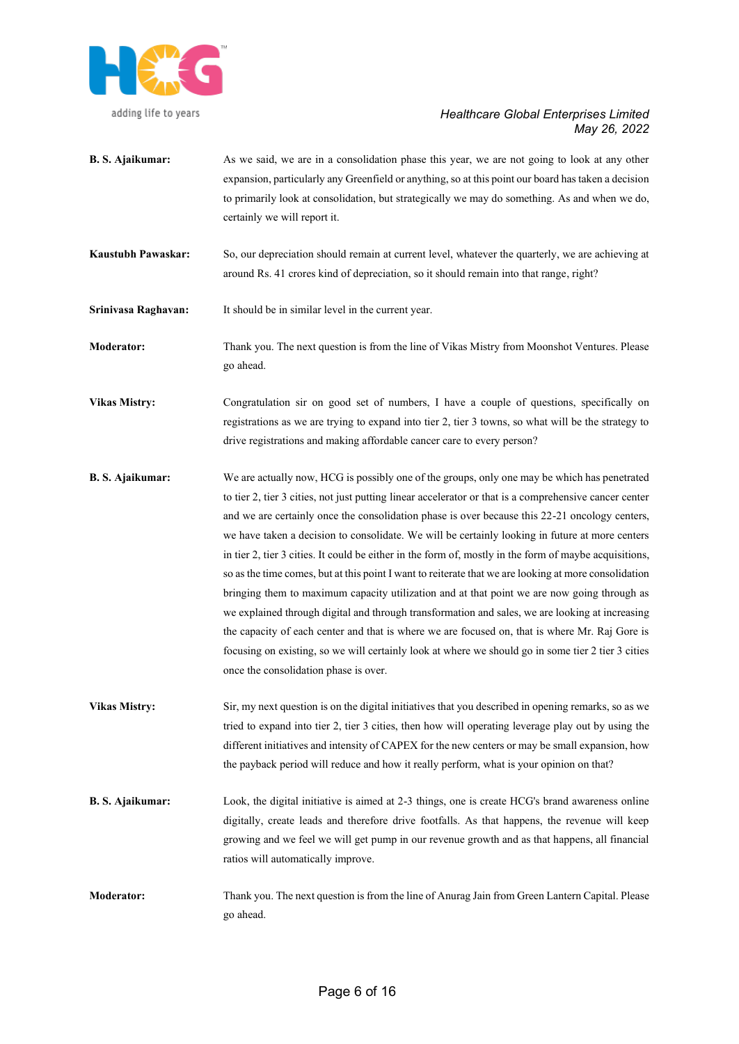**B. S. Ajaikumar:** As we said, we are in a consolidation phase this year, we are not going to look at any other expansion, particularly any Greenfield or anything, so at this point our board has taken a decision to primarily look at consolidation, but strategically we may do something. As and when we do, certainly we will report it.

**Kaustubh Pawaskar:** So, our depreciation should remain at current level, whatever the quarterly, we are achieving at around Rs. 41 crores kind of depreciation, so it should remain into that range, right?

**Srinivasa Raghavan:** It should be in similar level in the current year.

**Moderator:** Thank you. The next question is from the line of Vikas Mistry from Moonshot Ventures. Please go ahead.

**Vikas Mistry:** Congratulation sir on good set of numbers, I have a couple of questions, specifically on registrations as we are trying to expand into tier 2, tier 3 towns, so what will be the strategy to drive registrations and making affordable cancer care to every person?

**B. S. Ajaikumar:** We are actually now, HCG is possibly one of the groups, only one may be which has penetrated to tier 2, tier 3 cities, not just putting linear accelerator or that is a comprehensive cancer center and we are certainly once the consolidation phase is over because this 22-21 oncology centers, we have taken a decision to consolidate. We will be certainly looking in future at more centers in tier 2, tier 3 cities. It could be either in the form of, mostly in the form of maybe acquisitions, so as the time comes, but at this point I want to reiterate that we are looking at more consolidation bringing them to maximum capacity utilization and at that point we are now going through as we explained through digital and through transformation and sales, we are looking at increasing the capacity of each center and that is where we are focused on, that is where Mr. Raj Gore is focusing on existing, so we will certainly look at where we should go in some tier 2 tier 3 cities once the consolidation phase is over.

**Vikas Mistry:** Sir, my next question is on the digital initiatives that you described in opening remarks, so as we tried to expand into tier 2, tier 3 cities, then how will operating leverage play out by using the different initiatives and intensity of CAPEX for the new centers or may be small expansion, how the payback period will reduce and how it really perform, what is your opinion on that?

**B. S. Ajaikumar:** Look, the digital initiative is aimed at 2-3 things, one is create HCG's brand awareness online digitally, create leads and therefore drive footfalls. As that happens, the revenue will keep growing and we feel we will get pump in our revenue growth and as that happens, all financial ratios will automatically improve.

**Moderator:** Thank you. The next question is from the line of Anurag Jain from Green Lantern Capital. Please go ahead.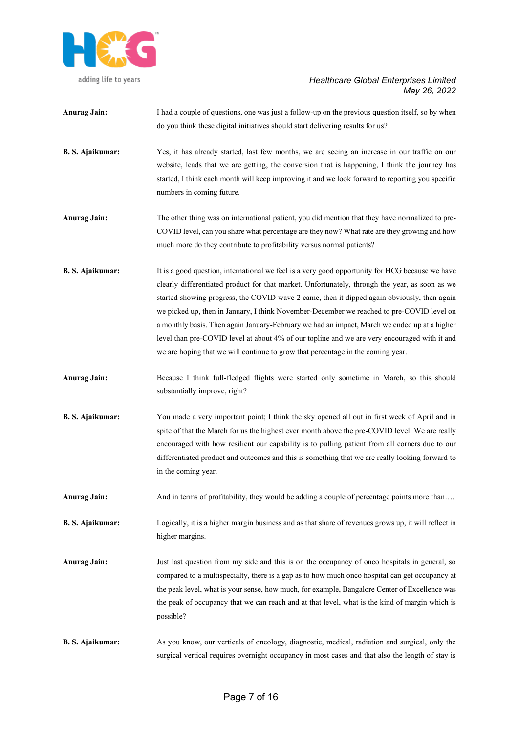**Anurag Jain:** I had a couple of questions, one was just a follow-up on the previous question itself, so by when do you think these digital initiatives should start delivering results for us?

**B. S. Ajaikumar:** Yes, it has already started, last few months, we are seeing an increase in our traffic on our website, leads that we are getting, the conversion that is happening, I think the journey has started, I think each month will keep improving it and we look forward to reporting you specific numbers in coming future.

**Anurag Jain:** The other thing was on international patient, you did mention that they have normalized to pre-COVID level, can you share what percentage are they now? What rate are they growing and how much more do they contribute to profitability versus normal patients?

**B. S. Ajaikumar:** It is a good question, international we feel is a very good opportunity for HCG because we have clearly differentiated product for that market. Unfortunately, through the year, as soon as we started showing progress, the COVID wave 2 came, then it dipped again obviously, then again we picked up, then in January, I think November-December we reached to pre-COVID level on a monthly basis. Then again January-February we had an impact, March we ended up at a higher level than pre-COVID level at about 4% of our topline and we are very encouraged with it and we are hoping that we will continue to grow that percentage in the coming year.

**Anurag Jain:** Because I think full-fledged flights were started only sometime in March, so this should substantially improve, right?

**B. S. Ajaikumar:** You made a very important point; I think the sky opened all out in first week of April and in spite of that the March for us the highest ever month above the pre-COVID level. We are really encouraged with how resilient our capability is to pulling patient from all corners due to our differentiated product and outcomes and this is something that we are really looking forward to in the coming year.

**Anurag Jain:** And in terms of profitability, they would be adding a couple of percentage points more than….

**B. S. Ajaikumar:** Logically, it is a higher margin business and as that share of revenues grows up, it will reflect in higher margins.

**Anurag Jain:** Just last question from my side and this is on the occupancy of onco hospitals in general, so compared to a multispecialty, there is a gap as to how much onco hospital can get occupancy at the peak level, what is your sense, how much, for example, Bangalore Center of Excellence was the peak of occupancy that we can reach and at that level, what is the kind of margin which is possible?

**B. S. Ajaikumar:** As you know, our verticals of oncology, diagnostic, medical, radiation and surgical, only the surgical vertical requires overnight occupancy in most cases and that also the length of stay is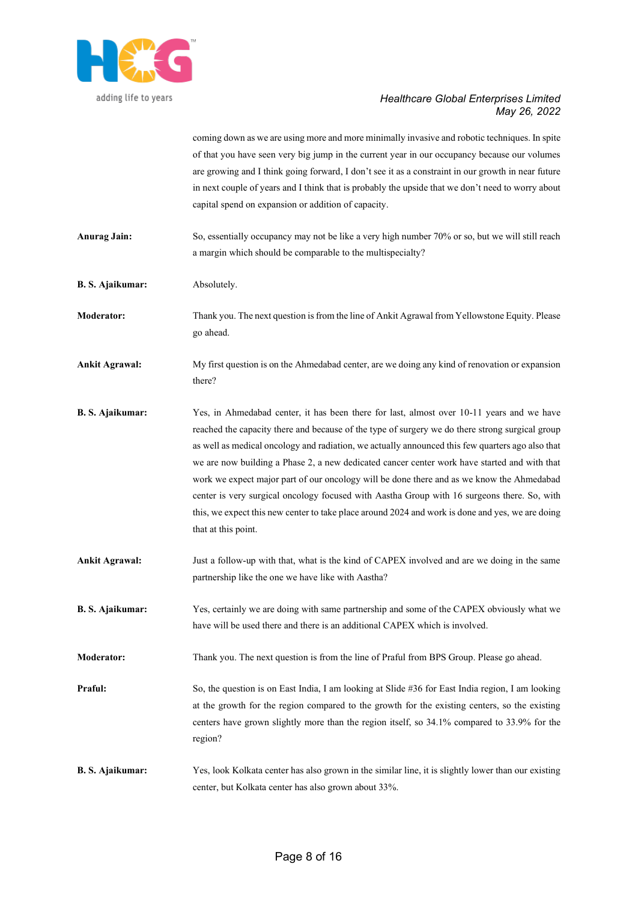coming down as we are using more and more minimally invasive and robotic techniques. In spite of that you have seen very big jump in the current year in our occupancy because our volumes are growing and I think going forward, I don't see it as a constraint in our growth in near future in next couple of years and I think that is probably the upside that we don't need to worry about capital spend on expansion or addition of capacity.

**Anurag Jain:** So, essentially occupancy may not be like a very high number 70% or so, but we will still reach a margin which should be comparable to the multispecialty?

**B. S. Ajaikumar:** Absolutely.

**Moderator:** Thank you. The next question is from the line of Ankit Agrawal from Yellowstone Equity. Please go ahead.

**Ankit Agrawal:** My first question is on the Ahmedabad center, are we doing any kind of renovation or expansion there?

**B. S. Ajaikumar:** Yes, in Ahmedabad center, it has been there for last, almost over 10-11 years and we have reached the capacity there and because of the type of surgery we do there strong surgical group as well as medical oncology and radiation, we actually announced this few quarters ago also that we are now building a Phase 2, a new dedicated cancer center work have started and with that work we expect major part of our oncology will be done there and as we know the Ahmedabad center is very surgical oncology focused with Aastha Group with 16 surgeons there. So, with this, we expect this new center to take place around 2024 and work is done and yes, we are doing that at this point.

**Ankit Agrawal:** Just a follow-up with that, what is the kind of CAPEX involved and are we doing in the same partnership like the one we have like with Aastha?

**B. S. Ajaikumar:** Yes, certainly we are doing with same partnership and some of the CAPEX obviously what we have will be used there and there is an additional CAPEX which is involved.

**Moderator:** Thank you. The next question is from the line of Praful from BPS Group. Please go ahead.

**Praful:** So, the question is on East India, I am looking at Slide #36 for East India region, I am looking at the growth for the region compared to the growth for the existing centers, so the existing centers have grown slightly more than the region itself, so 34.1% compared to 33.9% for the region?

**B. S. Ajaikumar:** Yes, look Kolkata center has also grown in the similar line, it is slightly lower than our existing center, but Kolkata center has also grown about 33%.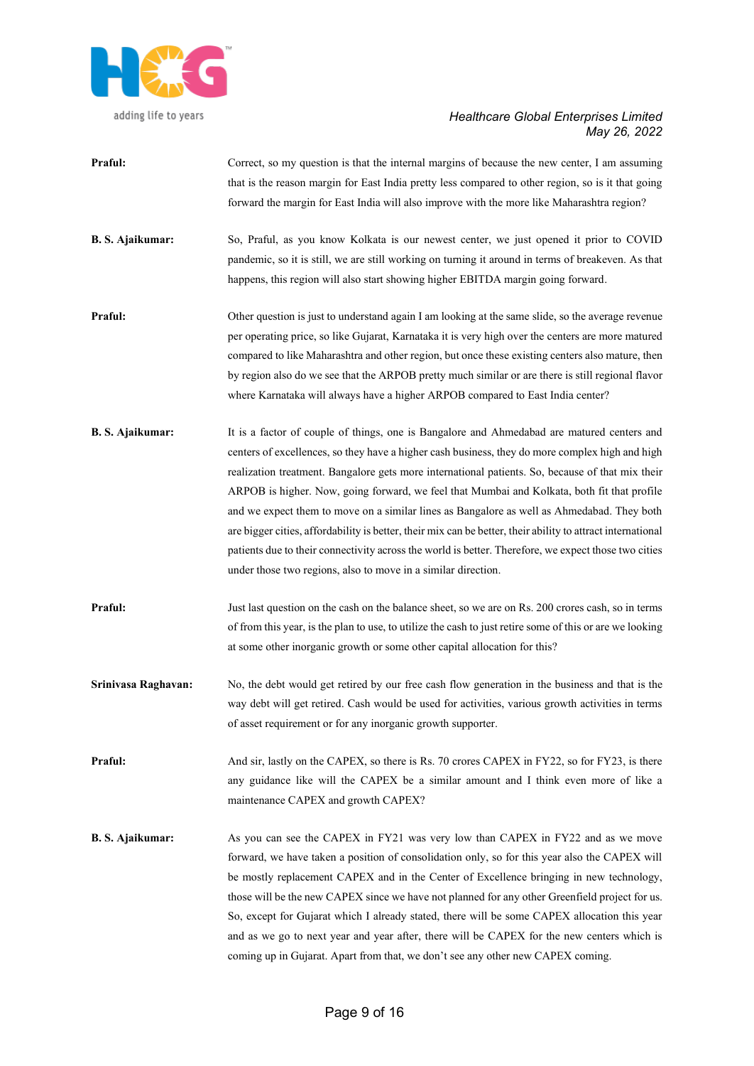**Praful:** Correct, so my question is that the internal margins of because the new center, I am assuming that is the reason margin for East India pretty less compared to other region, so is it that going forward the margin for East India will also improve with the more like Maharashtra region?

**B. S. Ajaikumar:** So, Praful, as you know Kolkata is our newest center, we just opened it prior to COVID pandemic, so it is still, we are still working on turning it around in terms of breakeven. As that happens, this region will also start showing higher EBITDA margin going forward.

**Praful:** Other question is just to understand again I am looking at the same slide, so the average revenue per operating price, so like Gujarat, Karnataka it is very high over the centers are more matured compared to like Maharashtra and other region, but once these existing centers also mature, then by region also do we see that the ARPOB pretty much similar or are there is still regional flavor where Karnataka will always have a higher ARPOB compared to East India center?

**B. S. Ajaikumar:** It is a factor of couple of things, one is Bangalore and Ahmedabad are matured centers and centers of excellences, so they have a higher cash business, they do more complex high and high realization treatment. Bangalore gets more international patients. So, because of that mix their ARPOB is higher. Now, going forward, we feel that Mumbai and Kolkata, both fit that profile and we expect them to move on a similar lines as Bangalore as well as Ahmedabad. They both are bigger cities, affordability is better, their mix can be better, their ability to attract international patients due to their connectivity across the world is better. Therefore, we expect those two cities under those two regions, also to move in a similar direction.

**Praful:** Just last question on the cash on the balance sheet, so we are on Rs. 200 crores cash, so in terms of from this year, is the plan to use, to utilize the cash to just retire some of this or are we looking at some other inorganic growth or some other capital allocation for this?

**Srinivasa Raghavan:** No, the debt would get retired by our free cash flow generation in the business and that is the way debt will get retired. Cash would be used for activities, various growth activities in terms of asset requirement or for any inorganic growth supporter.

**Praful:** And sir, lastly on the CAPEX, so there is Rs. 70 crores CAPEX in FY22, so for FY23, is there any guidance like will the CAPEX be a similar amount and I think even more of like a maintenance CAPEX and growth CAPEX?

**B. S. Ajaikumar:** As you can see the CAPEX in FY21 was very low than CAPEX in FY22 and as we move forward, we have taken a position of consolidation only, so for this year also the CAPEX will be mostly replacement CAPEX and in the Center of Excellence bringing in new technology, those will be the new CAPEX since we have not planned for any other Greenfield project for us. So, except for Gujarat which I already stated, there will be some CAPEX allocation this year and as we go to next year and year after, there will be CAPEX for the new centers which is coming up in Gujarat. Apart from that, we don't see any other new CAPEX coming.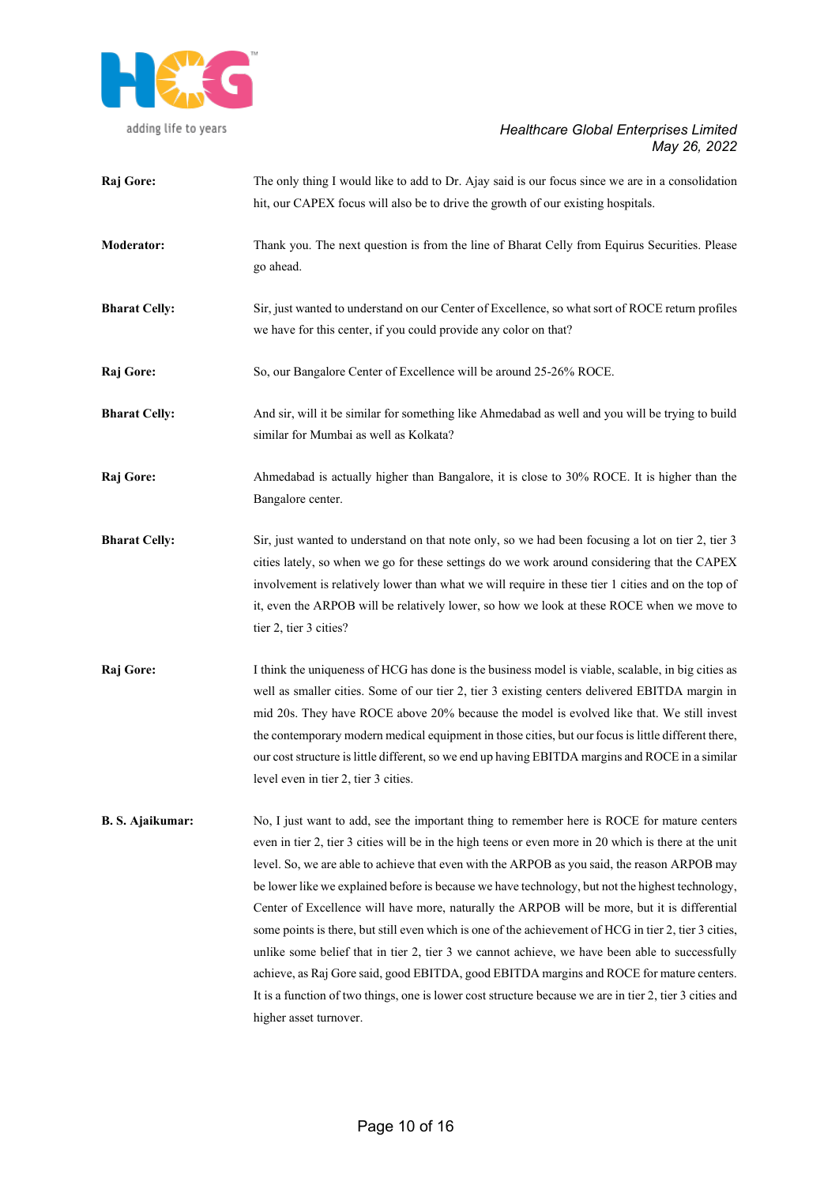**Raj Gore:** The only thing I would like to add to Dr. Ajay said is our focus since we are in a consolidation hit, our CAPEX focus will also be to drive the growth of our existing hospitals.

**Moderator:** Thank you. The next question is from the line of Bharat Celly from Equirus Securities. Please go ahead.

**Bharat Celly:** Sir, just wanted to understand on our Center of Excellence, so what sort of ROCE return profiles we have for this center, if you could provide any color on that?

**Raj Gore:** So, our Bangalore Center of Excellence will be around 25-26% ROCE.

**Bharat Celly:** And sir, will it be similar for something like Ahmedabad as well and you will be trying to build similar for Mumbai as well as Kolkata?

**Raj Gore:** Ahmedabad is actually higher than Bangalore, it is close to 30% ROCE. It is higher than the Bangalore center.

**Bharat Celly:** Sir, just wanted to understand on that note only, so we had been focusing a lot on tier 2, tier 3 cities lately, so when we go for these settings do we work around considering that the CAPEX involvement is relatively lower than what we will require in these tier 1 cities and on the top of it, even the ARPOB will be relatively lower, so how we look at these ROCE when we move to tier 2, tier 3 cities?

**Raj Gore:** I think the uniqueness of HCG has done is the business model is viable, scalable, in big cities as well as smaller cities. Some of our tier 2, tier 3 existing centers delivered EBITDA margin in mid 20s. They have ROCE above 20% because the model is evolved like that. We still invest the contemporary modern medical equipment in those cities, but our focus is little different there, our cost structure is little different, so we end up having EBITDA margins and ROCE in a similar level even in tier 2, tier 3 cities.

**B. S. Ajaikumar:** No, I just want to add, see the important thing to remember here is ROCE for mature centers even in tier 2, tier 3 cities will be in the high teens or even more in 20 which is there at the unit level. So, we are able to achieve that even with the ARPOB as you said, the reason ARPOB may be lower like we explained before is because we have technology, but not the highest technology, Center of Excellence will have more, naturally the ARPOB will be more, but it is differential some points is there, but still even which is one of the achievement of HCG in tier 2, tier 3 cities, unlike some belief that in tier 2, tier 3 we cannot achieve, we have been able to successfully achieve, as Raj Gore said, good EBITDA, good EBITDA margins and ROCE for mature centers. It is a function of two things, one is lower cost structure because we are in tier 2, tier 3 cities and higher asset turnover.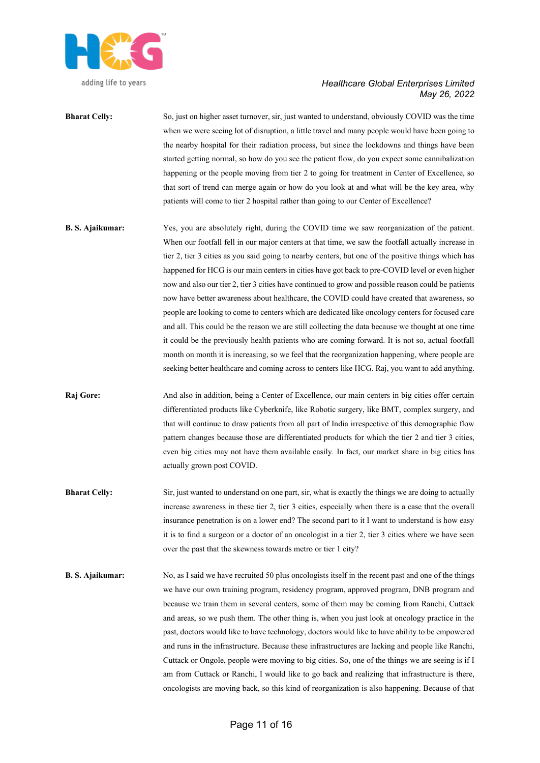**Bharat Celly:** So, just on higher asset turnover, sir, just wanted to understand, obviously COVID was the time when we were seeing lot of disruption, a little travel and many people would have been going to the nearby hospital for their radiation process, but since the lockdowns and things have been started getting normal, so how do you see the patient flow, do you expect some cannibalization happening or the people moving from tier 2 to going for treatment in Center of Excellence, so that sort of trend can merge again or how do you look at and what will be the key area, why patients will come to tier 2 hospital rather than going to our Center of Excellence?

**B. S. Ajaikumar:** Yes, you are absolutely right, during the COVID time we saw reorganization of the patient. When our footfall fell in our major centers at that time, we saw the footfall actually increase in tier 2, tier 3 cities as you said going to nearby centers, but one of the positive things which has happened for HCG is our main centers in cities have got back to pre-COVID level or even higher now and also our tier 2, tier 3 cities have continued to grow and possible reason could be patients now have better awareness about healthcare, the COVID could have created that awareness, so people are looking to come to centers which are dedicated like oncology centers for focused care and all. This could be the reason we are still collecting the data because we thought at one time it could be the previously health patients who are coming forward. It is not so, actual footfall month on month it is increasing, so we feel that the reorganization happening, where people are seeking better healthcare and coming across to centers like HCG. Raj, you want to add anything.

**Raj Gore:** And also in addition, being a Center of Excellence, our main centers in big cities offer certain differentiated products like Cyberknife, like Robotic surgery, like BMT, complex surgery, and that will continue to draw patients from all part of India irrespective of this demographic flow pattern changes because those are differentiated products for which the tier 2 and tier 3 cities, even big cities may not have them available easily. In fact, our market share in big cities has actually grown post COVID.

**Bharat Celly:** Sir, just wanted to understand on one part, sir, what is exactly the things we are doing to actually increase awareness in these tier 2, tier 3 cities, especially when there is a case that the overall insurance penetration is on a lower end? The second part to it I want to understand is how easy it is to find a surgeon or a doctor of an oncologist in a tier 2, tier 3 cities where we have seen over the past that the skewness towards metro or tier 1 city?

**B. S. Ajaikumar:** No, as I said we have recruited 50 plus oncologists itself in the recent past and one of the things we have our own training program, residency program, approved program, DNB program and because we train them in several centers, some of them may be coming from Ranchi, Cuttack and areas, so we push them. The other thing is, when you just look at oncology practice in the past, doctors would like to have technology, doctors would like to have ability to be empowered and runs in the infrastructure. Because these infrastructures are lacking and people like Ranchi, Cuttack or Ongole, people were moving to big cities. So, one of the things we are seeing is if I am from Cuttack or Ranchi, I would like to go back and realizing that infrastructure is there, oncologists are moving back, so this kind of reorganization is also happening. Because of that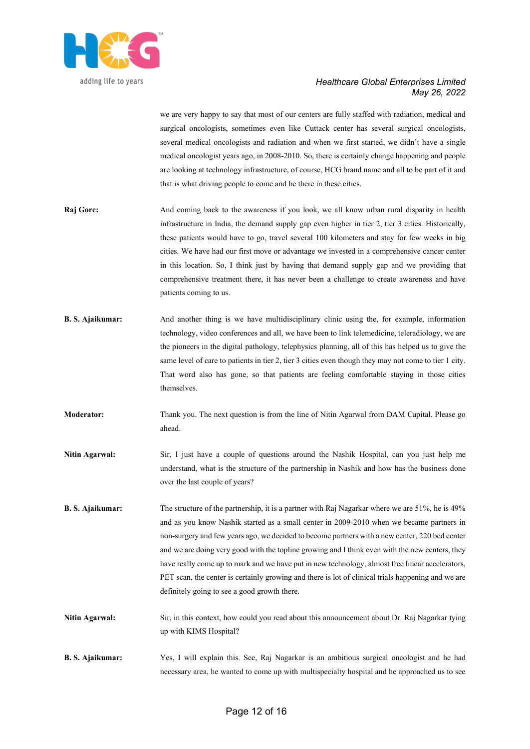we are very happy to say that most of our centers are fully staffed with radiation, medical and surgical oncologists, sometimes even like Cuttack center has several surgical oncologists, several medical oncologists and radiation and when we first started, we didn't have a single medical oncologist years ago, in 2008-2010. So, there is certainly change happening and people are looking at technology infrastructure, of course, HCG brand name and all to be part of it and that is what driving people to come and be there in these cities.

**Raj Gore:** And coming back to the awareness if you look, we all know urban rural disparity in health infrastructure in India, the demand supply gap even higher in tier 2, tier 3 cities. Historically, these patients would have to go, travel several 100 kilometers and stay for few weeks in big cities. We have had our first move or advantage we invested in a comprehensive cancer center in this location. So, I think just by having that demand supply gap and we providing that comprehensive treatment there, it has never been a challenge to create awareness and have patients coming to us.

**B. S. Ajaikumar:** And another thing is we have multidisciplinary clinic using the, for example, information technology, video conferences and all, we have been to link telemedicine, teleradiology, we are the pioneers in the digital pathology, telephysics planning, all of this has helped us to give the same level of care to patients in tier 2, tier 3 cities even though they may not come to tier 1 city. That word also has gone, so that patients are feeling comfortable staying in those cities themselves.

**Moderator:** Thank you. The next question is from the line of Nitin Agarwal from DAM Capital. Please go ahead.

**Nitin Agarwal:** Sir, I just have a couple of questions around the Nashik Hospital, can you just help me understand, what is the structure of the partnership in Nashik and how has the business done over the last couple of years?

**B. S. Ajaikumar:** The structure of the partnership, it is a partner with Raj Nagarkar where we are 51%, he is 49% and as you know Nashik started as a small center in 2009-2010 when we became partners in non-surgery and few years ago, we decided to become partners with a new center, 220 bed center and we are doing very good with the topline growing and I think even with the new centers, they have really come up to mark and we have put in new technology, almost free linear accelerators, PET scan, the center is certainly growing and there is lot of clinical trials happening and we are definitely going to see a good growth there.

**Nitin Agarwal:** Sir, in this context, how could you read about this announcement about Dr. Raj Nagarkar tying up with KIMS Hospital?

**B. S. Ajaikumar:** Yes, I will explain this. See, Raj Nagarkar is an ambitious surgical oncologist and he had necessary area, he wanted to come up with multispecialty hospital and he approached us to see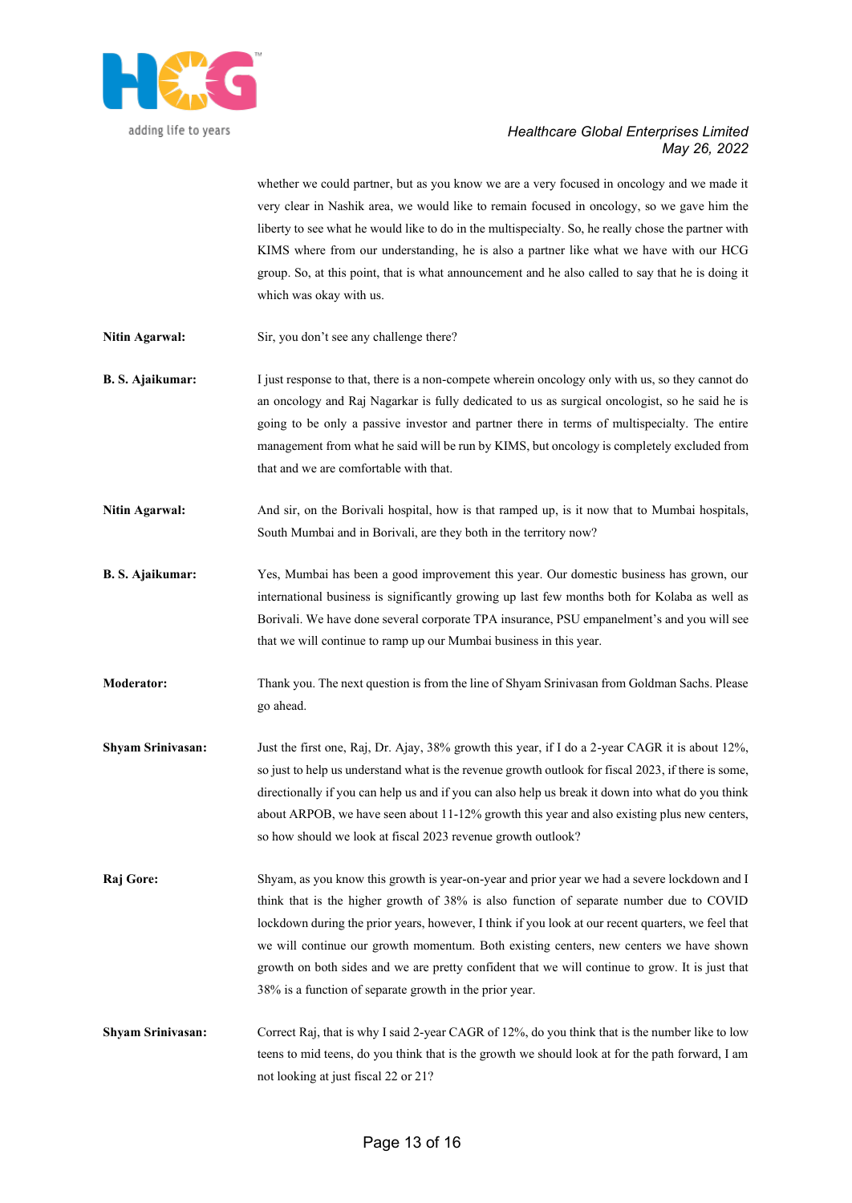whether we could partner, but as you know we are a very focused in oncology and we made it very clear in Nashik area, we would like to remain focused in oncology, so we gave him the liberty to see what he would like to do in the multispecialty. So, he really chose the partner with KIMS where from our understanding, he is also a partner like what we have with our HCG group. So, at this point, that is what announcement and he also called to say that he is doing it which was okay with us.

**Nitin Agarwal:** Sir, you don't see any challenge there?

**B. S. Ajaikumar:** I just response to that, there is a non-compete wherein oncology only with us, so they cannot do an oncology and Raj Nagarkar is fully dedicated to us as surgical oncologist, so he said he is going to be only a passive investor and partner there in terms of multispecialty. The entire management from what he said will be run by KIMS, but oncology is completely excluded from that and we are comfortable with that.

**Nitin Agarwal:** And sir, on the Borivali hospital, how is that ramped up, is it now that to Mumbai hospitals, South Mumbai and in Borivali, are they both in the territory now?

**B. S. Ajaikumar:** Yes, Mumbai has been a good improvement this year. Our domestic business has grown, our international business is significantly growing up last few months both for Kolaba as well as Borivali. We have done several corporate TPA insurance, PSU empanelment's and you will see that we will continue to ramp up our Mumbai business in this year.

**Moderator:** Thank you. The next question is from the line of Shyam Srinivasan from Goldman Sachs. Please go ahead.

**Shyam Srinivasan:** Just the first one, Raj, Dr. Ajay, 38% growth this year, if I do a 2-year CAGR it is about 12%, so just to help us understand what is the revenue growth outlook for fiscal 2023, if there is some, directionally if you can help us and if you can also help us break it down into what do you think about ARPOB, we have seen about 11-12% growth this year and also existing plus new centers, so how should we look at fiscal 2023 revenue growth outlook?

**Raj Gore:** Shyam, as you know this growth is year-on-year and prior year we had a severe lockdown and I think that is the higher growth of 38% is also function of separate number due to COVID lockdown during the prior years, however, I think if you look at our recent quarters, we feel that we will continue our growth momentum. Both existing centers, new centers we have shown growth on both sides and we are pretty confident that we will continue to grow. It is just that 38% is a function of separate growth in the prior year.

**Shyam Srinivasan:** Correct Raj, that is why I said 2-year CAGR of 12%, do you think that is the number like to low teens to mid teens, do you think that is the growth we should look at for the path forward, I am not looking at just fiscal 22 or 21?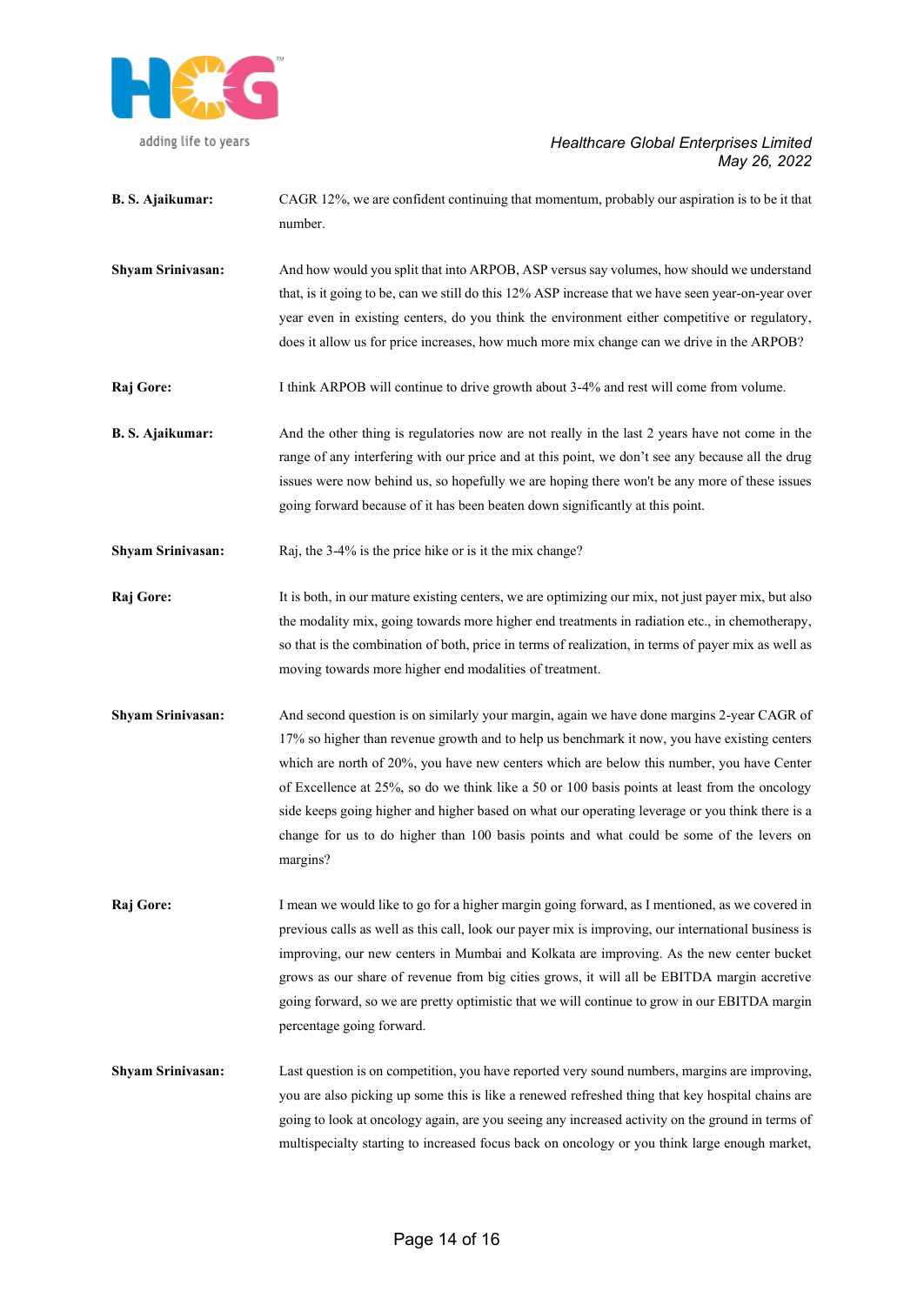**B. S. Ajaikumar:** CAGR 12%, we are confident continuing that momentum, probably our aspiration is to be it that number.

**Shyam Srinivasan:** And how would you split that into ARPOB, ASP versus say volumes, how should we understand that, is it going to be, can we still do this 12% ASP increase that we have seen year-on-year over year even in existing centers, do you think the environment either competitive or regulatory, does it allow us for price increases, how much more mix change can we drive in the ARPOB?

**Raj Gore:** I think ARPOB will continue to drive growth about 3-4% and rest will come from volume.

**B. S. Ajaikumar:** And the other thing is regulatories now are not really in the last 2 years have not come in the range of any interfering with our price and at this point, we don't see any because all the drug issues were now behind us, so hopefully we are hoping there won't be any more of these issues going forward because of it has been beaten down significantly at this point.

**Shyam Srinivasan:** Raj, the 3-4% is the price hike or is it the mix change?

**Raj Gore:** It is both, in our mature existing centers, we are optimizing our mix, not just payer mix, but also the modality mix, going towards more higher end treatments in radiation etc., in chemotherapy, so that is the combination of both, price in terms of realization, in terms of payer mix as well as moving towards more higher end modalities of treatment.

**Shyam Srinivasan:** And second question is on similarly your margin, again we have done margins 2-year CAGR of 17% so higher than revenue growth and to help us benchmark it now, you have existing centers which are north of 20%, you have new centers which are below this number, you have Center of Excellence at 25%, so do we think like a 50 or 100 basis points at least from the oncology side keeps going higher and higher based on what our operating leverage or you think there is a change for us to do higher than 100 basis points and what could be some of the levers on margins?

**Raj Gore:** I mean we would like to go for a higher margin going forward, as I mentioned, as we covered in previous calls as well as this call, look our payer mix is improving, our international business is improving, our new centers in Mumbai and Kolkata are improving. As the new center bucket grows as our share of revenue from big cities grows, it will all be EBITDA margin accretive going forward, so we are pretty optimistic that we will continue to grow in our EBITDA margin percentage going forward.

**Shyam Srinivasan:** Last question is on competition, you have reported very sound numbers, margins are improving, you are also picking up some this is like a renewed refreshed thing that key hospital chains are going to look at oncology again, are you seeing any increased activity on the ground in terms of multispecialty starting to increased focus back on oncology or you think large enough market,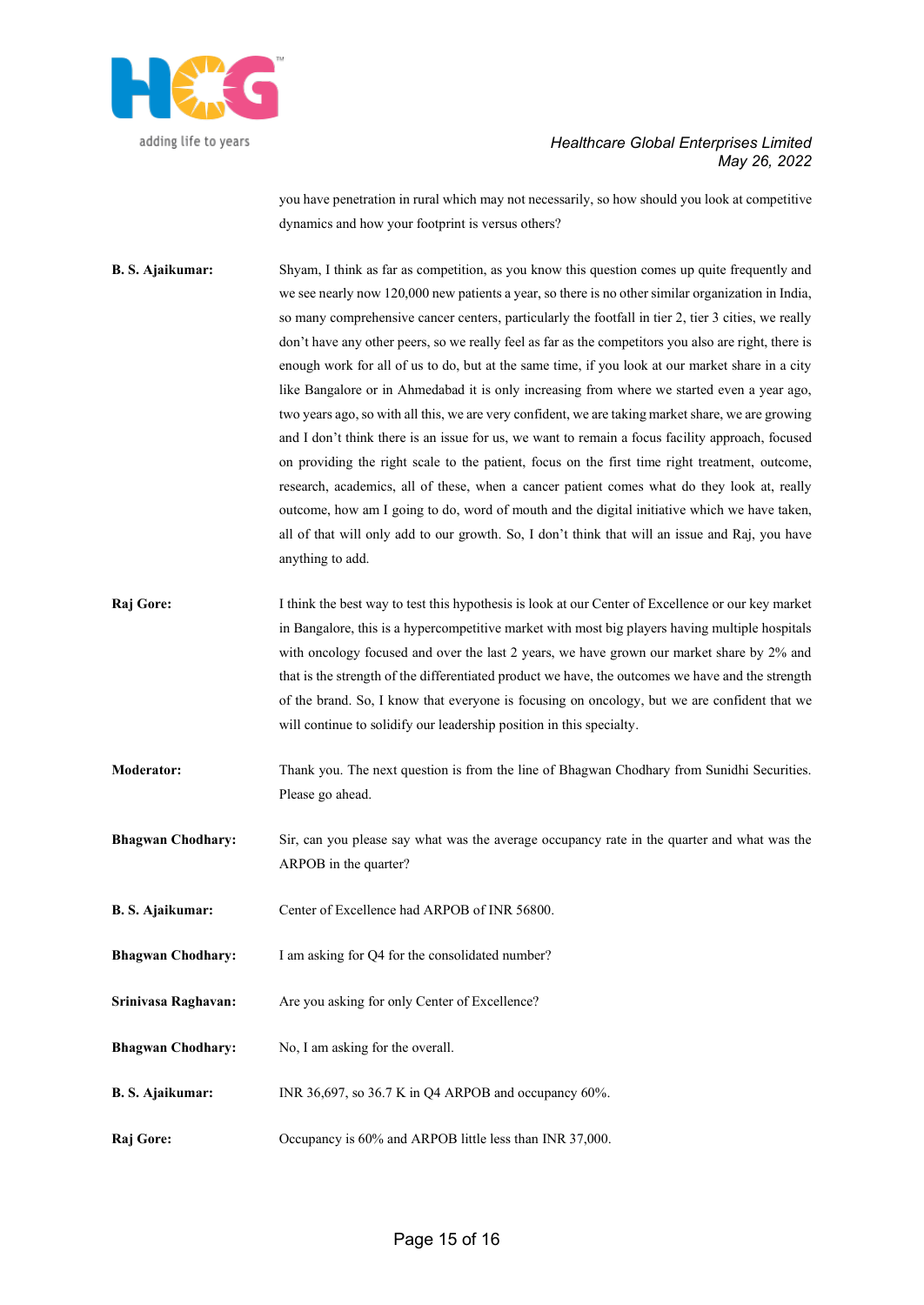you have penetration in rural which may not necessarily, so how should you look at competitive dynamics and how your footprint is versus others?

**B. S. Ajaikumar:** Shyam, I think as far as competition, as you know this question comes up quite frequently and we see nearly now 120,000 new patients a year, so there is no other similar organization in India, so many comprehensive cancer centers, particularly the footfall in tier 2, tier 3 cities, we really don't have any other peers, so we really feel as far as the competitors you also are right, there is enough work for all of us to do, but at the same time, if you look at our market share in a city like Bangalore or in Ahmedabad it is only increasing from where we started even a year ago, two years ago, so with all this, we are very confident, we are taking market share, we are growing and I don't think there is an issue for us, we want to remain a focus facility approach, focused on providing the right scale to the patient, focus on the first time right treatment, outcome, research, academics, all of these, when a cancer patient comes what do they look at, really outcome, how am I going to do, word of mouth and the digital initiative which we have taken, all of that will only add to our growth. So, I don't think that will an issue and Raj, you have anything to add.

**Raj Gore:** I think the best way to test this hypothesis is look at our Center of Excellence or our key market in Bangalore, this is a hypercompetitive market with most big players having multiple hospitals with oncology focused and over the last 2 years, we have grown our market share by 2% and that is the strength of the differentiated product we have, the outcomes we have and the strength of the brand. So, I know that everyone is focusing on oncology, but we are confident that we will continue to solidify our leadership position in this specialty.

**Moderator:** Thank you. The next question is from the line of Bhagwan Chodhary from Sunidhi Securities. Please go ahead.

**Bhagwan Chodhary:** Sir, can you please say what was the average occupancy rate in the quarter and what was the ARPOB in the quarter?

**B. S. Ajaikumar:** Center of Excellence had ARPOB of INR 56800.

**Bhagwan Chodhary:** I am asking for Q4 for the consolidated number?

**Srinivasa Raghavan:** Are you asking for only Center of Excellence?

**Bhagwan Chodhary:** No, I am asking for the overall.

**B. S. Ajaikumar:** INR 36,697, so 36.7 K in Q4 ARPOB and occupancy 60%.

**Raj Gore:** Occupancy is 60% and ARPOB little less than INR 37,000.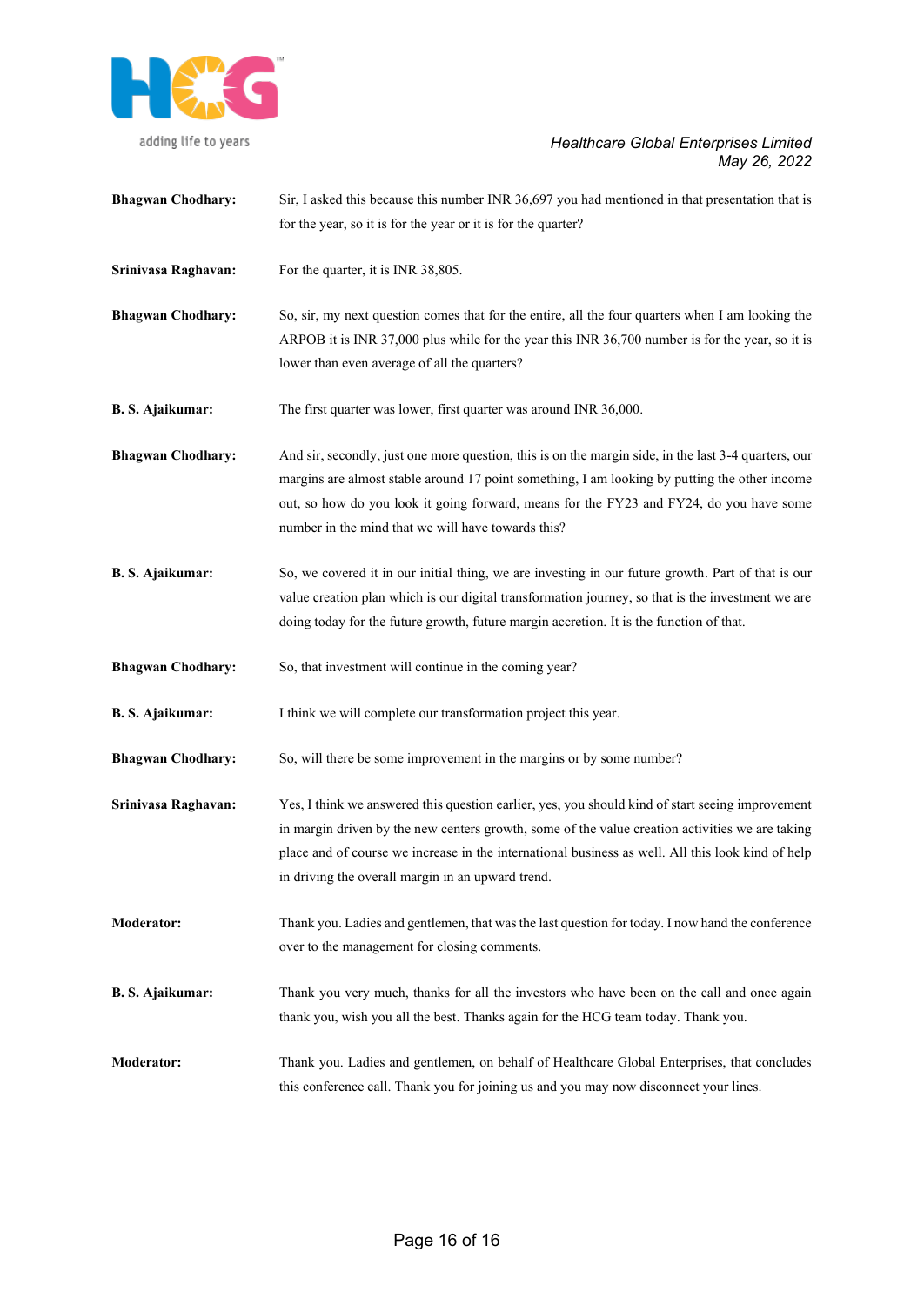**Bhagwan Chodhary:** Sir, I asked this because this number INR 36,697 you had mentioned in that presentation that is for the year, so it is for the year or it is for the quarter?

**Srinivasa Raghavan:** For the quarter, it is INR 38,805.

**Bhagwan Chodhary:** So, sir, my next question comes that for the entire, all the four quarters when I am looking the ARPOB it is INR 37,000 plus while for the year this INR 36,700 number is for the year, so it is lower than even average of all the quarters?

**B. S. Ajaikumar:** The first quarter was lower, first quarter was around INR 36,000.

**Bhagwan Chodhary:** And sir, secondly, just one more question, this is on the margin side, in the last 3-4 quarters, our margins are almost stable around 17 point something, I am looking by putting the other income out, so how do you look it going forward, means for the FY23 and FY24, do you have some number in the mind that we will have towards this?

**B. S. Ajaikumar:** So, we covered it in our initial thing, we are investing in our future growth. Part of that is our value creation plan which is our digital transformation journey, so that is the investment we are doing today for the future growth, future margin accretion. It is the function of that.

**Bhagwan Chodhary:** So, that investment will continue in the coming year?

**B. S. Ajaikumar:** I think we will complete our transformation project this year.

**Bhagwan Chodhary:** So, will there be some improvement in the margins or by some number?

**Srinivasa Raghavan:** Yes, I think we answered this question earlier, yes, you should kind of start seeing improvement in margin driven by the new centers growth, some of the value creation activities we are taking place and of course we increase in the international business as well. All this look kind of help in driving the overall margin in an upward trend.

**Moderator:** Thank you. Ladies and gentlemen, that was the last question for today. I now hand the conference over to the management for closing comments.

**B. S. Ajaikumar:** Thank you very much, thanks for all the investors who have been on the call and once again thank you, wish you all the best. Thanks again for the HCG team today. Thank you.

**Moderator:** Thank you. Ladies and gentlemen, on behalf of Healthcare Global Enterprises, that concludes this conference call. Thank you for joining us and you may now disconnect your lines.